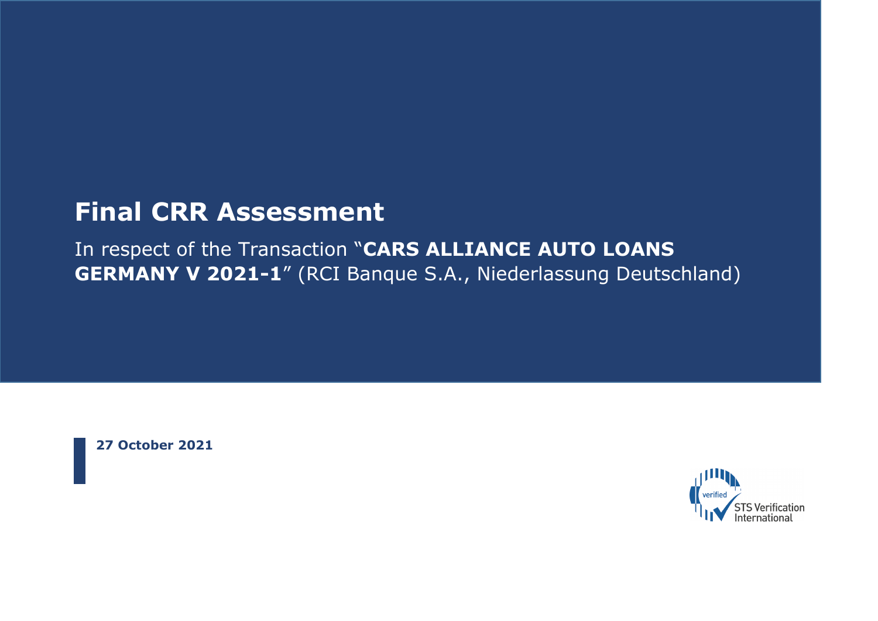# Final CRR Assessment

In respect of the Transaction "**CARS ALLIANCE AUTO LOANS GERMANY V 2021-1**" (RCI Banque S.A., Niederlassung Deutschland)

**27 October 2021**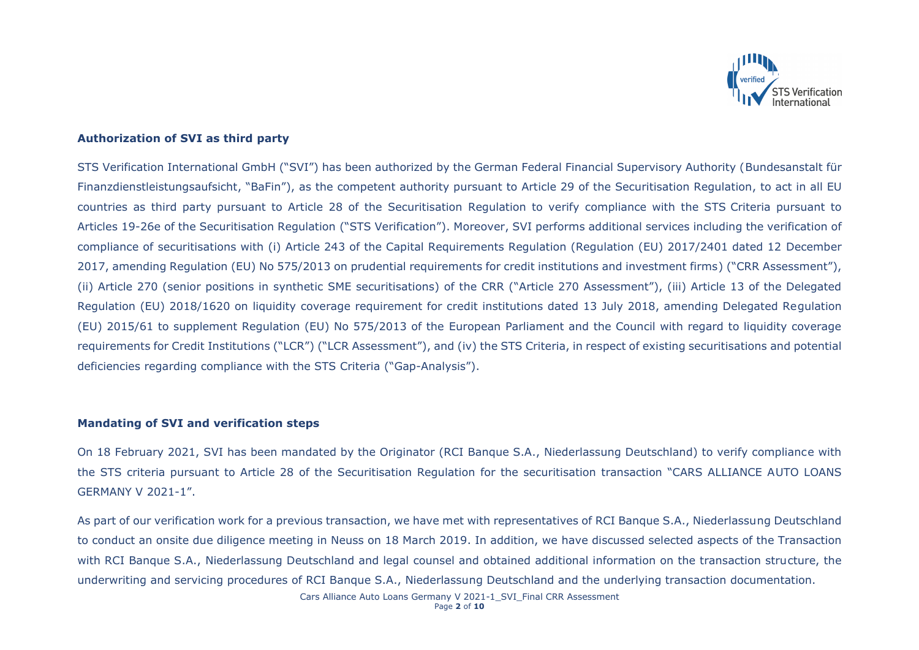## Authorization of SVI as third party

STS Verification International GmbH ("SVI") has been authorized by the German Federal Financial Supervisory Authority (Bundesanstalt für Finanzdienstleistungsaufsicht, "BaFin"), as the competent authority pursuant to Article 29 of the Securitisation Regulation, to act in all EU countries as third party pursuant to Article 28 of the Securitisation Regulation to verify compliance with the STS Criteria pursuant to Articles 19-26e of the Securitisation Regulation ("STS Verification"). Moreover, SVI performs additional services including the verification of compliance of securitisations with (i) Article 243 of the Capital Requirements Regulation (Regulation (EU) 2017/2401 dated 12 December 2017, amending Regulation (EU) No 575/2013 on prudential requirements for credit institutions and investment firms) ("CRR Assessment"), (ii) Article 270 (senior positions in synthetic SME securitisations) of the CRR ("Article 270 Assessment"), (iii) Article 13 of the Delegated Regulation (EU) 2018/1620 on liquidity coverage requirement for credit institutions dated 13 July 2018, amending Delegated Regulation (EU) 2015/61 to supplement Regulation (EU) No 575/2013 of the European Parliament and the Council with regard to liquidity coverage requirements for Credit Institutions ("LCR") ("LCR Assessment"), and (iv) the STS Criteria, in respect of existing securitisations and potential deficiencies regarding compliance with the STS Criteria ("Gap-Analysis").

## Mandating of SVI and verification steps

On 18 February 2021, SVI has been mandated by the Originator (RCI Banque S.A., Niederlassung Deutschland) to verify compliance with the STS criteria pursuant to Article 28 of the Securitisation Regulation for the securitisation transaction "CARS ALLIANCE AUTO LOANS GERMANY V 2021-1".

As part of our verification work for a previous transaction, we have met with representatives of RCI Banque S.A., Niederlassung Deutschland to conduct an onsite due diligence meeting in Neuss on 18 March 2019. In addition, we have discussed selected aspects of the Transaction with RCI Banque S.A., Niederlassung Deutschland and legal counsel and obtained additional information on the transaction structure, the underwriting and servicing procedures of RCI Banque S.A., Niederlassung Deutschland and the underlying transaction documentation.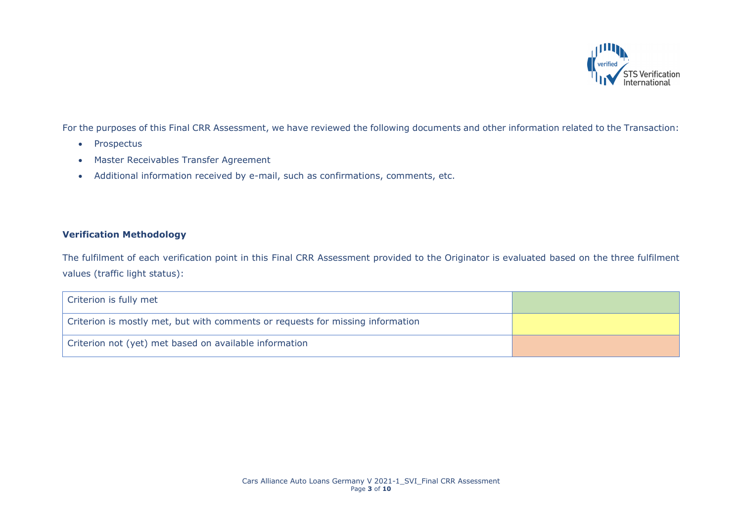For the purposes of this Final CRR Assessment, we have reviewed the following documents and other information related to the Transaction:

- Prospectus
- Master Receivables Transfer Agreement
- Additional information received by e-mail, such as confirmations, comments, etc.

**Verification Methodology**

The fulfilment of each verification point in this Final CRR Assessment provided to the Originator is evaluated based on the three fulfilment values (traffic light status):

| Criterion is fully met | (green) |
|---|---|
| Criterion is mostly met, but with comments or requests for missing information | (yellow) |
| Criterion not (yet) met based on available information | (orange) |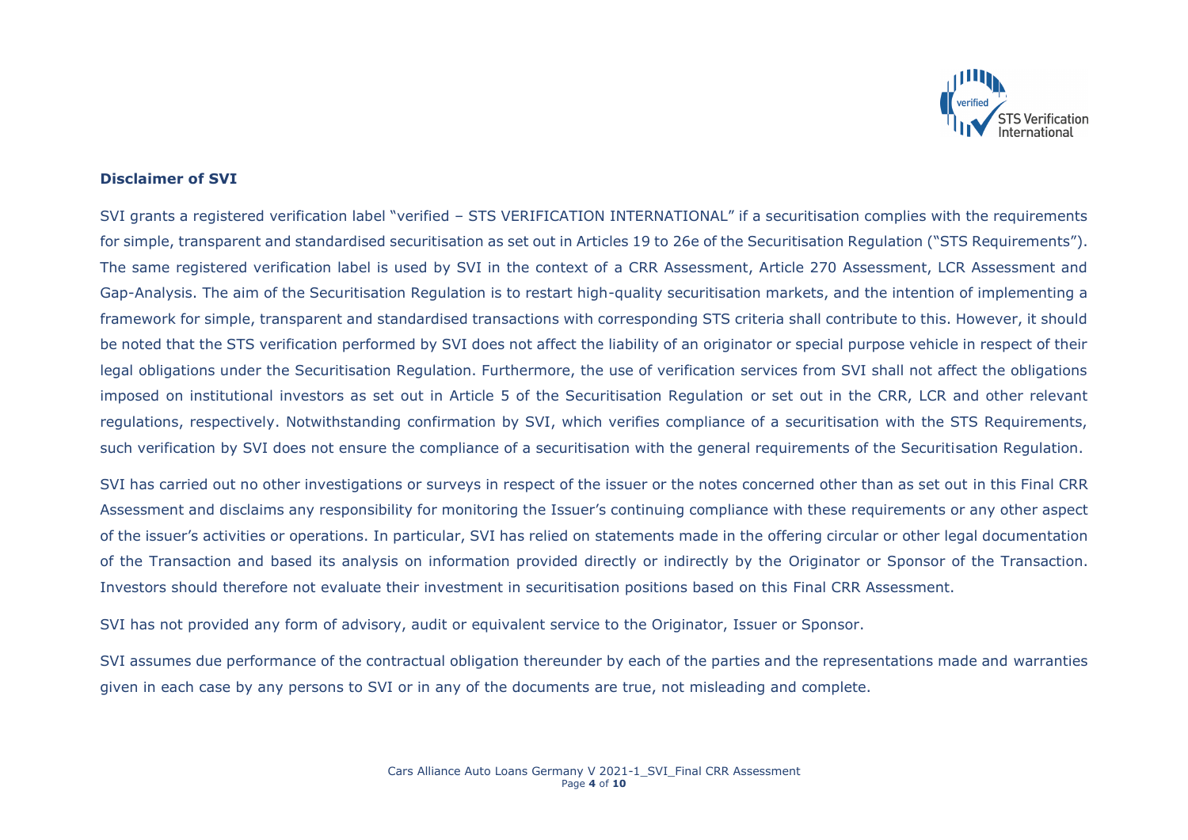**Disclaimer of SVI**

SVI grants a registered verification label "verified – STS VERIFICATION INTERNATIONAL" if a securitisation complies with the requirements for simple, transparent and standardised securitisation as set out in Articles 19 to 26e of the Securitisation Regulation ("STS Requirements"). The same registered verification label is used by SVI in the context of a CRR Assessment, Article 270 Assessment, LCR Assessment and Gap-Analysis. The aim of the Securitisation Regulation is to restart high-quality securitisation markets, and the intention of implementing a framework for simple, transparent and standardised transactions with corresponding STS criteria shall contribute to this. However, it should be noted that the STS verification performed by SVI does not affect the liability of an originator or special purpose vehicle in respect of their legal obligations under the Securitisation Regulation. Furthermore, the use of verification services from SVI shall not affect the obligations imposed on institutional investors as set out in Article 5 of the Securitisation Regulation or set out in the CRR, LCR and other relevant regulations, respectively. Notwithstanding confirmation by SVI, which verifies compliance of a securitisation with the STS Requirements, such verification by SVI does not ensure the compliance of a securitisation with the general requirements of the Securitisation Regulation.

SVI has carried out no other investigations or surveys in respect of the issuer or the notes concerned other than as set out in this Final CRR Assessment and disclaims any responsibility for monitoring the Issuer's continuing compliance with these requirements or any other aspect of the issuer's activities or operations. In particular, SVI has relied on statements made in the offering circular or other legal documentation of the Transaction and based its analysis on information provided directly or indirectly by the Originator or Sponsor of the Transaction. Investors should therefore not evaluate their investment in securitisation positions based on this Final CRR Assessment.

SVI has not provided any form of advisory, audit or equivalent service to the Originator, Issuer or Sponsor.

SVI assumes due performance of the contractual obligation thereunder by each of the parties and the representations made and warranties given in each case by any persons to SVI or in any of the documents are true, not misleading and complete.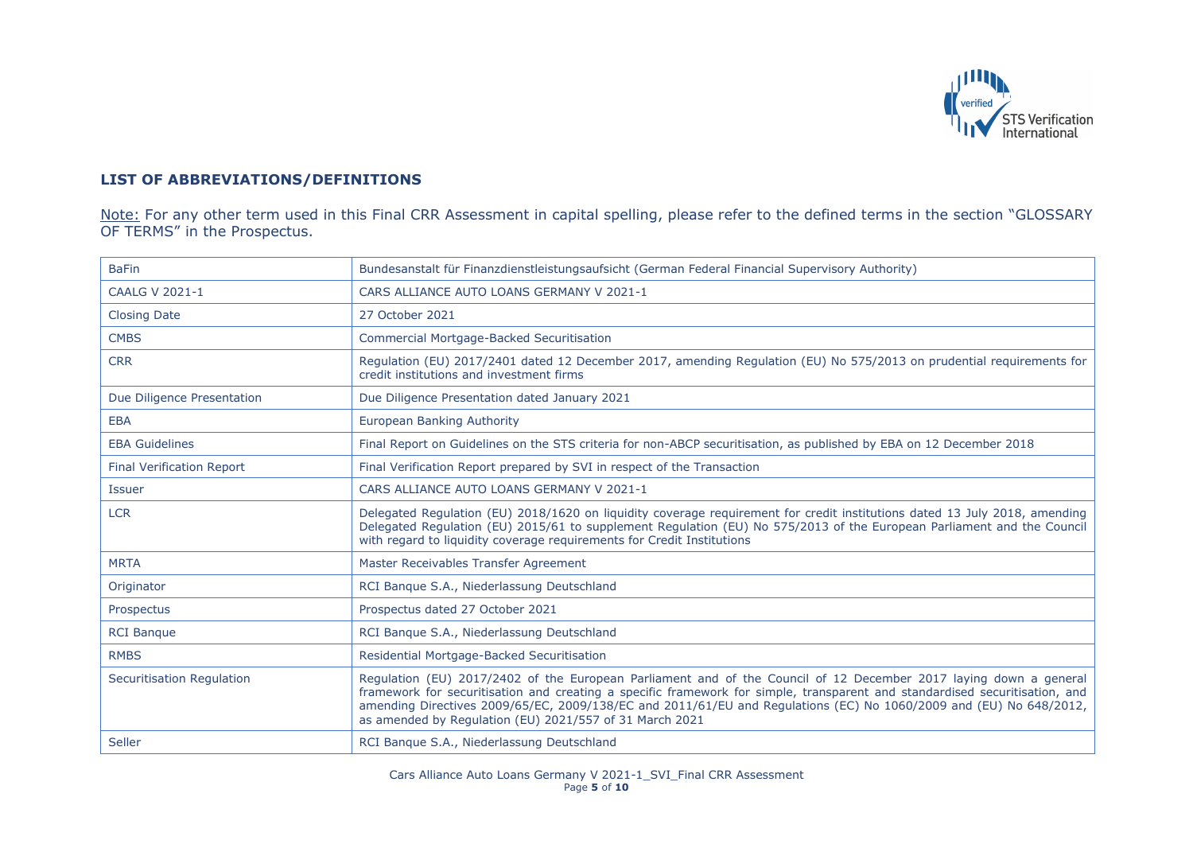## LIST OF ABBREVIATIONS/DEFINITIONS

Note: For any other term used in this Final CRR Assessment in capital spelling, please refer to the defined terms in the section "GLOSSARY OF TERMS" in the Prospectus.

| | |
|---|---|
| BaFin | Bundesanstalt für Finanzdienstleistungsaufsicht (German Federal Financial Supervisory Authority) |
| CAALG V 2021-1 | CARS ALLIANCE AUTO LOANS GERMANY V 2021-1 |
| Closing Date | 27 October 2021 |
| CMBS | Commercial Mortgage-Backed Securitisation |
| CRR | Regulation (EU) 2017/2401 dated 12 December 2017, amending Regulation (EU) No 575/2013 on prudential requirements for credit institutions and investment firms |
| Due Diligence Presentation | Due Diligence Presentation dated January 2021 |
| EBA | European Banking Authority |
| EBA Guidelines | Final Report on Guidelines on the STS criteria for non-ABCP securitisation, as published by EBA on 12 December 2018 |
| Final Verification Report | Final Verification Report prepared by SVI in respect of the Transaction |
| Issuer | CARS ALLIANCE AUTO LOANS GERMANY V 2021-1 |
| LCR | Delegated Regulation (EU) 2018/1620 on liquidity coverage requirement for credit institutions dated 13 July 2018, amending Delegated Regulation (EU) 2015/61 to supplement Regulation (EU) No 575/2013 of the European Parliament and the Council with regard to liquidity coverage requirements for Credit Institutions |
| MRTA | Master Receivables Transfer Agreement |
| Originator | RCI Banque S.A., Niederlassung Deutschland |
| Prospectus | Prospectus dated 27 October 2021 |
| RCI Banque | RCI Banque S.A., Niederlassung Deutschland |
| RMBS | Residential Mortgage-Backed Securitisation |
| Securitisation Regulation | Regulation (EU) 2017/2402 of the European Parliament and of the Council of 12 December 2017 laying down a general framework for securitisation and creating a specific framework for simple, transparent and standardised securitisation, and amending Directives 2009/65/EC, 2009/138/EC and 2011/61/EU and Regulations (EC) No 1060/2009 and (EU) No 648/2012, as amended by Regulation (EU) 2021/557 of 31 March 2021 |
| Seller | RCI Banque S.A., Niederlassung Deutschland |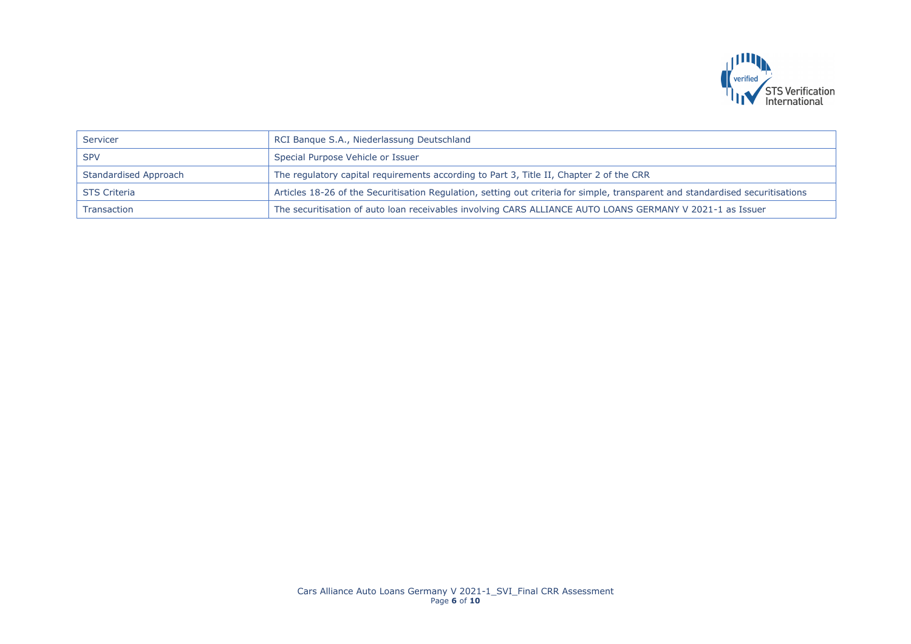| | |
|---|---|
| Servicer | RCI Banque S.A., Niederlassung Deutschland |
| SPV | Special Purpose Vehicle or Issuer |
| Standardised Approach | The regulatory capital requirements according to Part 3, Title II, Chapter 2 of the CRR |
| STS Criteria | Articles 18-26 of the Securitisation Regulation, setting out criteria for simple, transparent and standardised securitisations |
| Transaction | The securitisation of auto loan receivables involving CARS ALLIANCE AUTO LOANS GERMANY V 2021-1 as Issuer |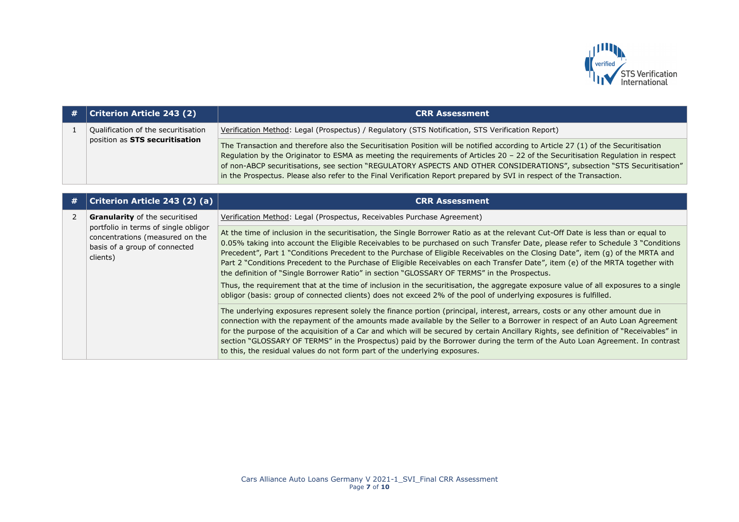| # | Criterion Article 243 (2) | CRR Assessment |
|---|---|---|
| 1 | Qualification of the securitisation position as **STS securitisation** | Verification Method: Legal (Prospectus) / Regulatory (STS Notification, STS Verification Report) |
| | | The Transaction and therefore also the Securitisation Position will be notified according to Article 27 (1) of the Securitisation Regulation by the Originator to ESMA as meeting the requirements of Articles 20 – 22 of the Securitisation Regulation in respect of non-ABCP securitisations, see section "REGULATORY ASPECTS AND OTHER CONSIDERATIONS", subsection "STS Securitisation" in the Prospectus. Please also refer to the Final Verification Report prepared by SVI in respect of the Transaction. |

| # | Criterion Article 243 (2) (a) | CRR Assessment |
|---|---|---|
| 2 | **Granularity** of the securitised portfolio in terms of single obligor concentrations (measured on the basis of a group of connected clients) | Verification Method: Legal (Prospectus, Receivables Purchase Agreement) |
| | | At the time of inclusion in the securitisation, the Single Borrower Ratio as at the relevant Cut-Off Date is less than or equal to 0.05% taking into account the Eligible Receivables to be purchased on such Transfer Date, please refer to Schedule 3 "Conditions Precedent", Part 1 "Conditions Precedent to the Purchase of Eligible Receivables on the Closing Date", item (g) of the MRTA and Part 2 "Conditions Precedent to the Purchase of Eligible Receivables on each Transfer Date", item (e) of the MRTA together with the definition of "Single Borrower Ratio" in section "GLOSSARY OF TERMS" in the Prospectus.<br><br>Thus, the requirement that at the time of inclusion in the securitisation, the aggregate exposure value of all exposures to a single obligor (basis: group of connected clients) does not exceed 2% of the pool of underlying exposures is fulfilled. |
| | | The underlying exposures represent solely the finance portion (principal, interest, arrears, costs or any other amount due in connection with the repayment of the amounts made available by the Seller to a Borrower in respect of an Auto Loan Agreement for the purpose of the acquisition of a Car and which will be secured by certain Ancillary Rights, see definition of "Receivables" in section "GLOSSARY OF TERMS" in the Prospectus) paid by the Borrower during the term of the Auto Loan Agreement. In contrast to this, the residual values do not form part of the underlying exposures. |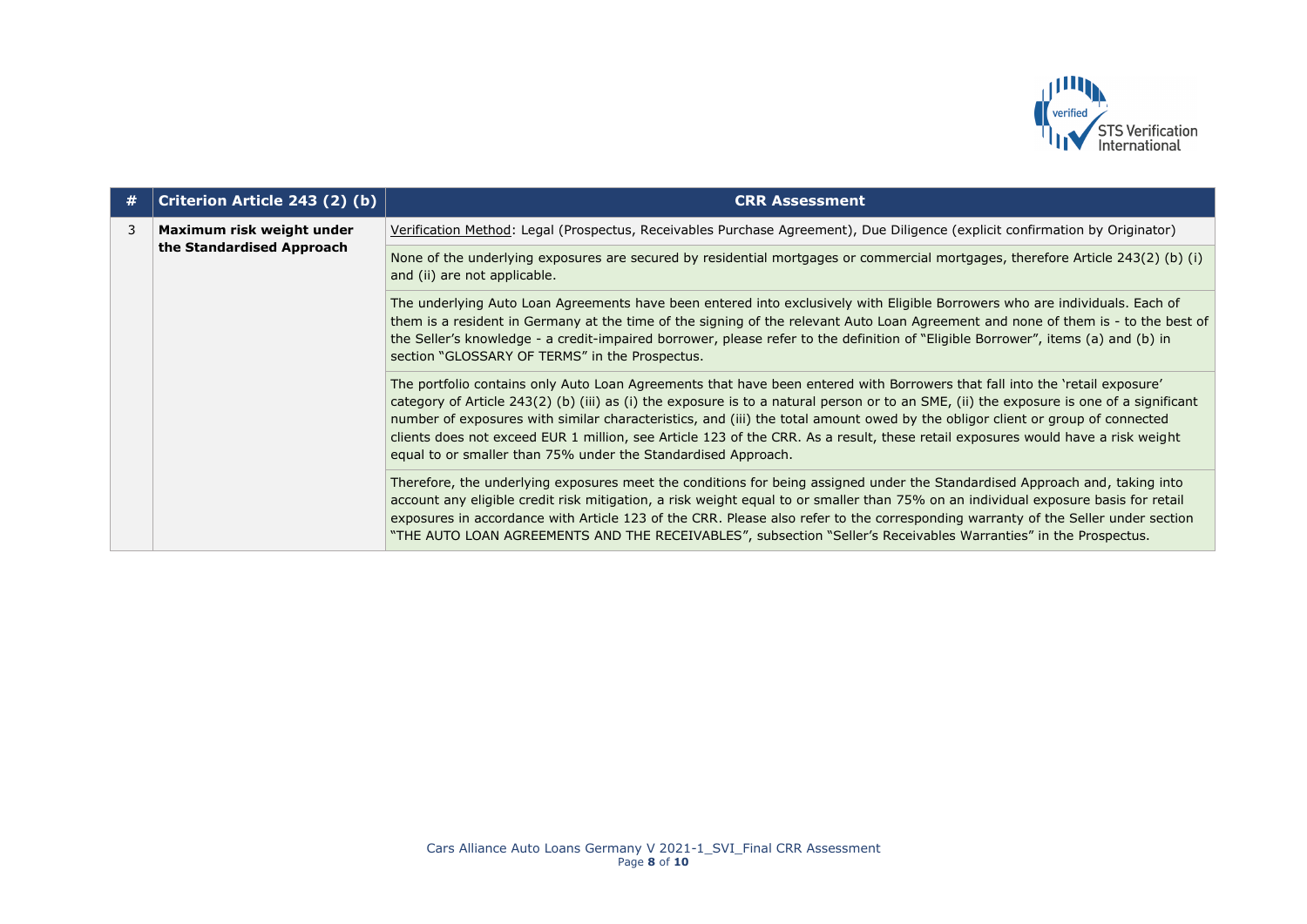| # | Criterion Article 243 (2) (b) | CRR Assessment |
|---|---|---|
| 3 | **Maximum risk weight under the Standardised Approach** | Verification Method: Legal (Prospectus, Receivables Purchase Agreement), Due Diligence (explicit confirmation by Originator) |
| | | None of the underlying exposures are secured by residential mortgages or commercial mortgages, therefore Article 243(2) (b) (i) and (ii) are not applicable. |
| | | The underlying Auto Loan Agreements have been entered into exclusively with Eligible Borrowers who are individuals. Each of them is a resident in Germany at the time of the signing of the relevant Auto Loan Agreement and none of them is - to the best of the Seller's knowledge - a credit-impaired borrower, please refer to the definition of "Eligible Borrower", items (a) and (b) in section "GLOSSARY OF TERMS" in the Prospectus. |
| | | The portfolio contains only Auto Loan Agreements that have been entered with Borrowers that fall into the 'retail exposure' category of Article 243(2) (b) (iii) as (i) the exposure is to a natural person or to an SME, (ii) the exposure is one of a significant number of exposures with similar characteristics, and (iii) the total amount owed by the obligor client or group of connected clients does not exceed EUR 1 million, see Article 123 of the CRR. As a result, these retail exposures would have a risk weight equal to or smaller than 75% under the Standardised Approach. |
| | | Therefore, the underlying exposures meet the conditions for being assigned under the Standardised Approach and, taking into account any eligible credit risk mitigation, a risk weight equal to or smaller than 75% on an individual exposure basis for retail exposures in accordance with Article 123 of the CRR. Please also refer to the corresponding warranty of the Seller under section "THE AUTO LOAN AGREEMENTS AND THE RECEIVABLES", subsection "Seller's Receivables Warranties" in the Prospectus. |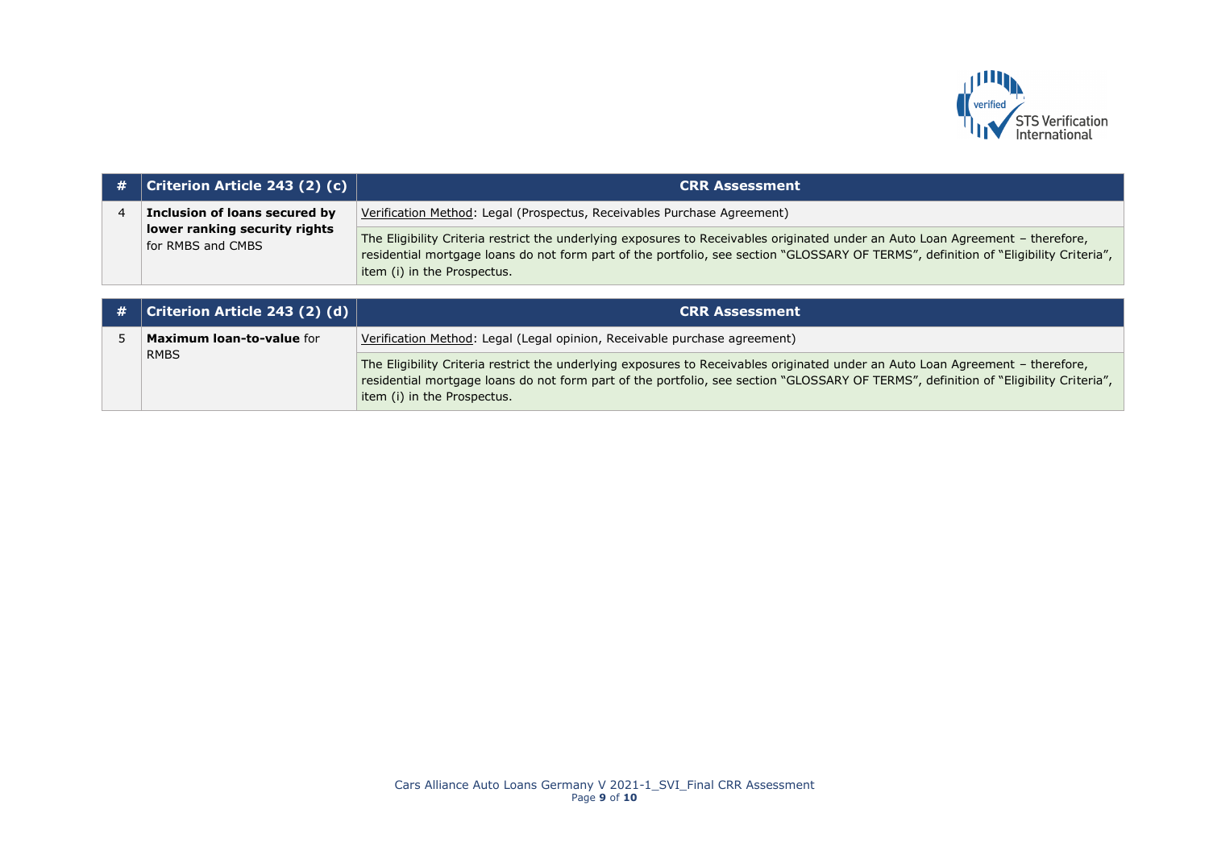| # | Criterion Article 243 (2) (c) | CRR Assessment |
|---|---|---|
| 4 | **Inclusion of loans secured by lower ranking security rights** for RMBS and CMBS | Verification Method: Legal (Prospectus, Receivables Purchase Agreement) |
| | | The Eligibility Criteria restrict the underlying exposures to Receivables originated under an Auto Loan Agreement – therefore, residential mortgage loans do not form part of the portfolio, see section "GLOSSARY OF TERMS", definition of "Eligibility Criteria", item (i) in the Prospectus. |

| # | Criterion Article 243 (2) (d) | CRR Assessment |
|---|---|---|
| 5 | **Maximum loan-to-value** for RMBS | Verification Method: Legal (Legal opinion, Receivable purchase agreement) |
| | | The Eligibility Criteria restrict the underlying exposures to Receivables originated under an Auto Loan Agreement – therefore, residential mortgage loans do not form part of the portfolio, see section "GLOSSARY OF TERMS", definition of "Eligibility Criteria", item (i) in the Prospectus. |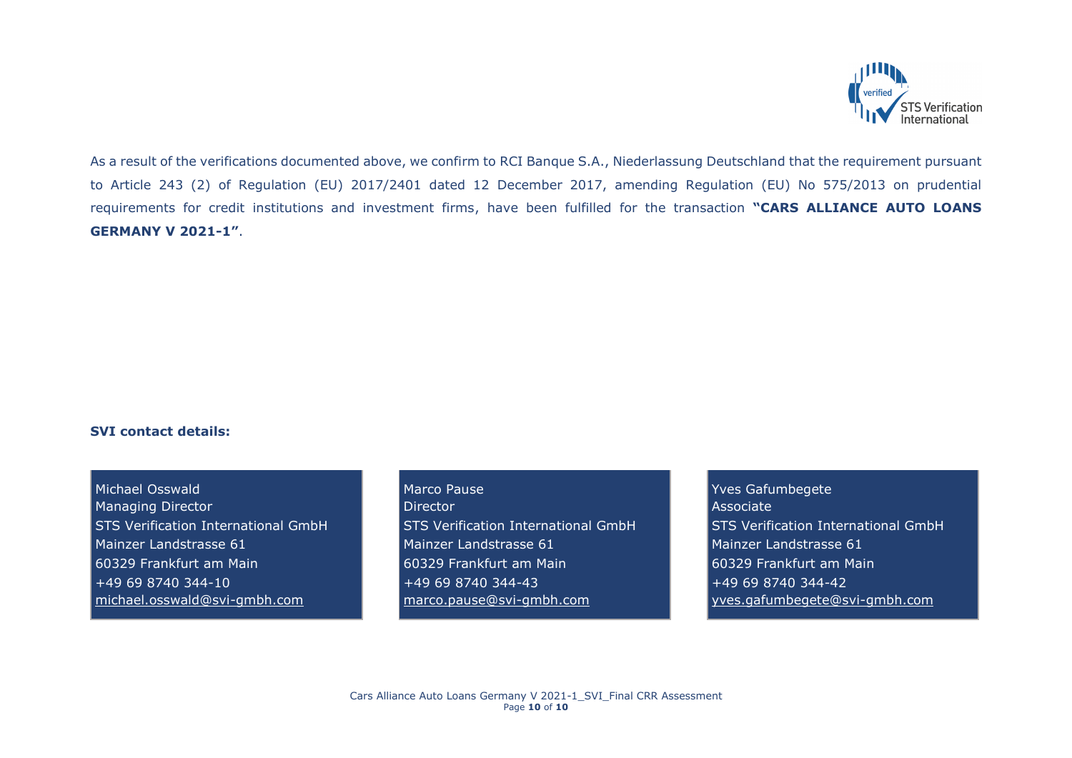As a result of the verifications documented above, we confirm to RCI Banque S.A., Niederlassung Deutschland that the requirement pursuant to Article 243 (2) of Regulation (EU) 2017/2401 dated 12 December 2017, amending Regulation (EU) No 575/2013 on prudential requirements for credit institutions and investment firms, have been fulfilled for the transaction **"CARS ALLIANCE AUTO LOANS GERMANY V 2021-1"**.

**SVI contact details:**

| | | |
|---|---|---|
| Michael Osswald<br>Managing Director<br>STS Verification International GmbH<br>Mainzer Landstrasse 61<br>60329 Frankfurt am Main<br>+49 69 8740 344-10<br>michael.osswald@svi-gmbh.com | Marco Pause<br>Director<br>STS Verification International GmbH<br>Mainzer Landstrasse 61<br>60329 Frankfurt am Main<br>+49 69 8740 344-43<br>marco.pause@svi-gmbh.com | Yves Gafumbegete<br>Associate<br>STS Verification International GmbH<br>Mainzer Landstrasse 61<br>60329 Frankfurt am Main<br>+49 69 8740 344-42<br>yves.gafumbegete@svi-gmbh.com |